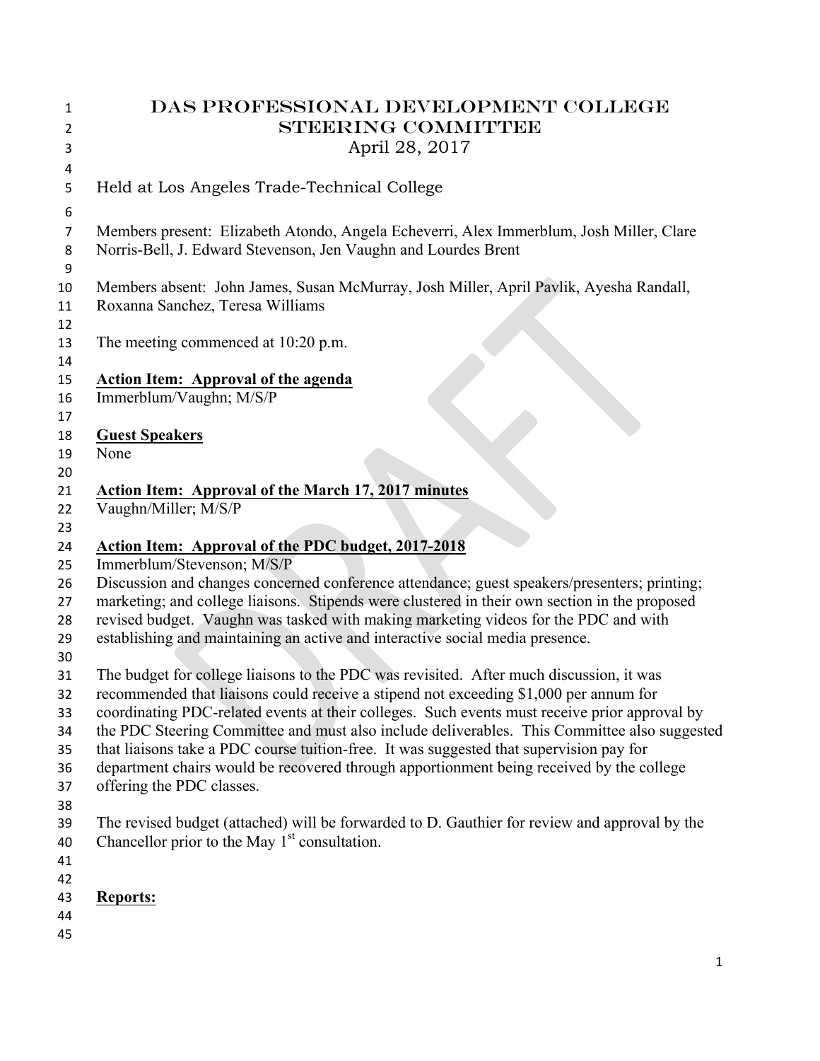# DAS PROFESSIONAL DEVELOPMENT COLLEGE STEERING COMMITTEE

## April 28, 2017

Held at Los Angeles Trade-Technical College

Members present: Elizabeth Atondo, Angela Echeverri, Alex Immerblum, Josh Miller, Clare Norris-Bell, J. Edward Stevenson, Jen Vaughn and Lourdes Brent

Members absent: John James, Susan McMurray, Josh Miller, April Pavlik, Ayesha Randall, Roxanna Sanchez, Teresa Williams

The meeting commenced at 10:20 p.m.

**Action Item: Approval of the agenda**
Immerblum/Vaughn; M/S/P

**Guest Speakers**
None

**Action Item: Approval of the March 17, 2017 minutes**
Vaughn/Miller; M/S/P

**Action Item: Approval of the PDC budget, 2017-2018**
Immerblum/Stevenson; M/S/P
Discussion and changes concerned conference attendance; guest speakers/presenters; printing; marketing; and college liaisons. Stipends were clustered in their own section in the proposed revised budget. Vaughn was tasked with making marketing videos for the PDC and with establishing and maintaining an active and interactive social media presence.

The budget for college liaisons to the PDC was revisited. After much discussion, it was recommended that liaisons could receive a stipend not exceeding $1,000 per annum for coordinating PDC-related events at their colleges. Such events must receive prior approval by the PDC Steering Committee and must also include deliverables. This Committee also suggested that liaisons take a PDC course tuition-free. It was suggested that supervision pay for department chairs would be recovered through apportionment being received by the college offering the PDC classes.

The revised budget (attached) will be forwarded to D. Gauthier for review and approval by the Chancellor prior to the May 1st consultation.

**Reports:**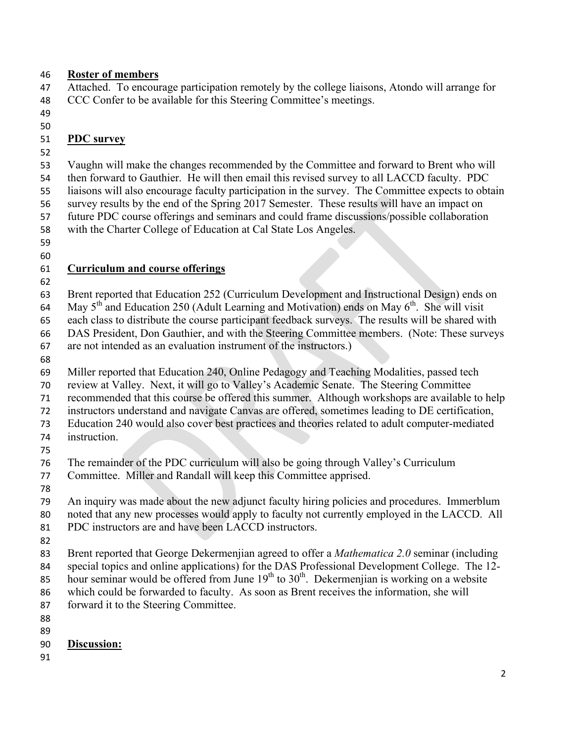**Roster of members**

Attached. To encourage participation remotely by the college liaisons, Atondo will arrange for CCC Confer to be available for this Steering Committee's meetings.

**PDC survey**

Vaughn will make the changes recommended by the Committee and forward to Brent who will then forward to Gauthier. He will then email this revised survey to all LACCD faculty. PDC liaisons will also encourage faculty participation in the survey. The Committee expects to obtain survey results by the end of the Spring 2017 Semester. These results will have an impact on future PDC course offerings and seminars and could frame discussions/possible collaboration with the Charter College of Education at Cal State Los Angeles.

**Curriculum and course offerings**

Brent reported that Education 252 (Curriculum Development and Instructional Design) ends on May 5th and Education 250 (Adult Learning and Motivation) ends on May 6th. She will visit each class to distribute the course participant feedback surveys. The results will be shared with DAS President, Don Gauthier, and with the Steering Committee members. (Note: These surveys are not intended as an evaluation instrument of the instructors.)

Miller reported that Education 240, Online Pedagogy and Teaching Modalities, passed tech review at Valley. Next, it will go to Valley's Academic Senate. The Steering Committee recommended that this course be offered this summer. Although workshops are available to help instructors understand and navigate Canvas are offered, sometimes leading to DE certification, Education 240 would also cover best practices and theories related to adult computer-mediated instruction.

The remainder of the PDC curriculum will also be going through Valley's Curriculum Committee. Miller and Randall will keep this Committee apprised.

An inquiry was made about the new adjunct faculty hiring policies and procedures. Immerblum noted that any new processes would apply to faculty not currently employed in the LACCD. All PDC instructors are and have been LACCD instructors.

Brent reported that George Dekermenjian agreed to offer a *Mathematica 2.0* seminar (including special topics and online applications) for the DAS Professional Development College. The 12-hour seminar would be offered from June 19th to 30th. Dekermenjian is working on a website which could be forwarded to faculty. As soon as Brent receives the information, she will forward it to the Steering Committee.

**Discussion:**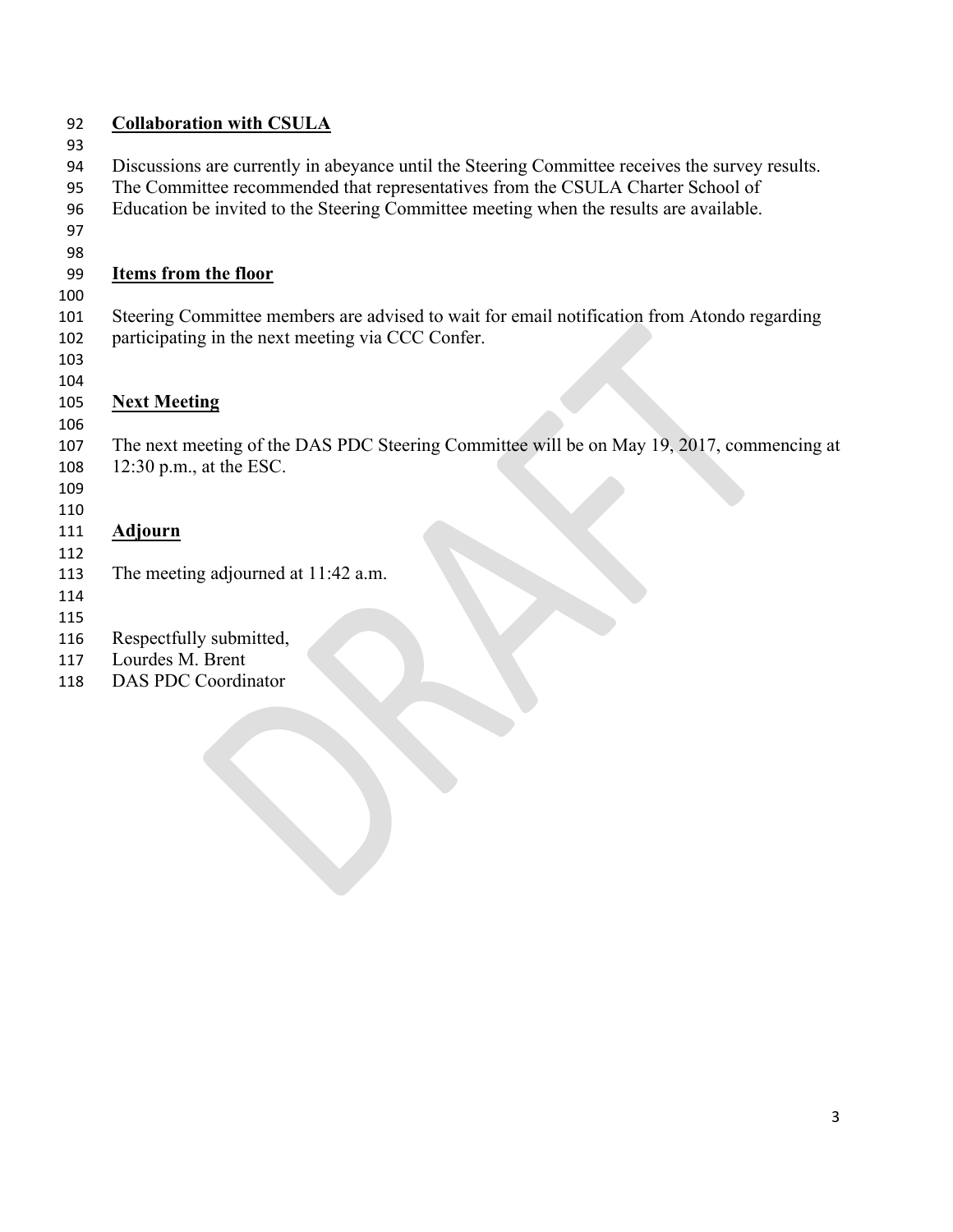**Collaboration with CSULA**

Discussions are currently in abeyance until the Steering Committee receives the survey results. The Committee recommended that representatives from the CSULA Charter School of Education be invited to the Steering Committee meeting when the results are available.

**Items from the floor**

Steering Committee members are advised to wait for email notification from Atondo regarding participating in the next meeting via CCC Confer.

**Next Meeting**

The next meeting of the DAS PDC Steering Committee will be on May 19, 2017, commencing at 12:30 p.m., at the ESC.

**Adjourn**

The meeting adjourned at 11:42 a.m.

Respectfully submitted,
Lourdes M. Brent
DAS PDC Coordinator